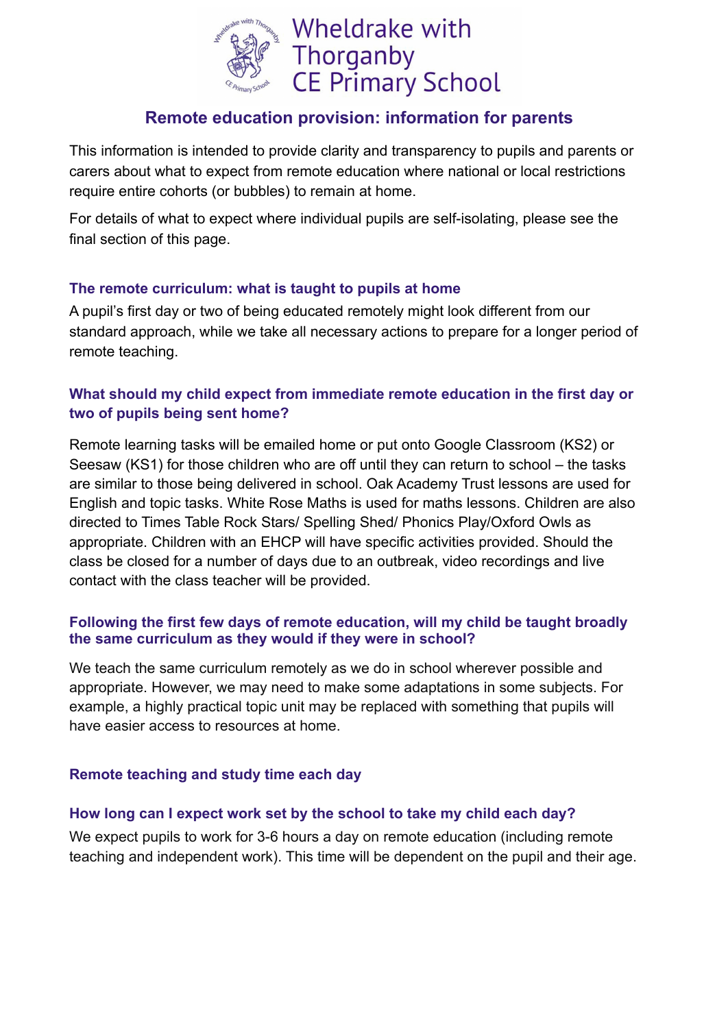# Wheldrake with Thorganby CE Primary School

## Remote education provision: information for parents

This information is intended to provide clarity and transparency to pupils and parents or carers about what to expect from remote education where national or local restrictions require entire cohorts (or bubbles) to remain at home.

For details of what to expect where individual pupils are self-isolating, please see the final section of this page.

### The remote curriculum: what is taught to pupils at home

A pupil's first day or two of being educated remotely might look different from our standard approach, while we take all necessary actions to prepare for a longer period of remote teaching.

### What should my child expect from immediate remote education in the first day or two of pupils being sent home?

Remote learning tasks will be emailed home or put onto Google Classroom (KS2) or Seesaw (KS1) for those children who are off until they can return to school – the tasks are similar to those being delivered in school. Oak Academy Trust lessons are used for English and topic tasks. White Rose Maths is used for maths lessons. Children are also directed to Times Table Rock Stars/ Spelling Shed/ Phonics Play/Oxford Owls as appropriate. Children with an EHCP will have specific activities provided. Should the class be closed for a number of days due to an outbreak, video recordings and live contact with the class teacher will be provided.

### Following the first few days of remote education, will my child be taught broadly the same curriculum as they would if they were in school?

We teach the same curriculum remotely as we do in school wherever possible and appropriate. However, we may need to make some adaptations in some subjects. For example, a highly practical topic unit may be replaced with something that pupils will have easier access to resources at home.

### Remote teaching and study time each day

### How long can I expect work set by the school to take my child each day?

We expect pupils to work for 3-6 hours a day on remote education (including remote teaching and independent work). This time will be dependent on the pupil and their age.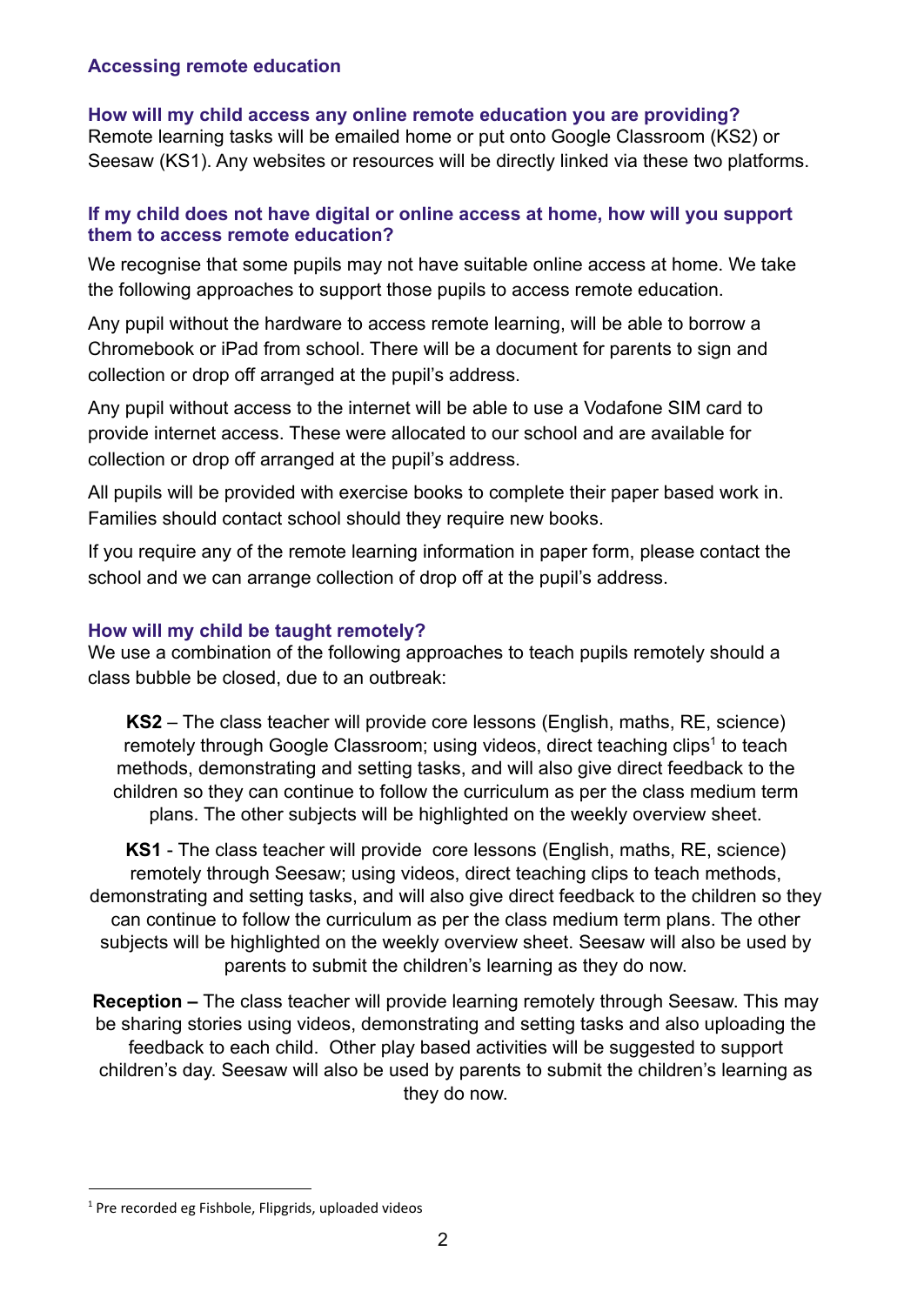## Accessing remote education

### How will my child access any online remote education you are providing?

Remote learning tasks will be emailed home or put onto Google Classroom (KS2) or Seesaw (KS1). Any websites or resources will be directly linked via these two platforms.

### If my child does not have digital or online access at home, how will you support them to access remote education?

We recognise that some pupils may not have suitable online access at home. We take the following approaches to support those pupils to access remote education.

Any pupil without the hardware to access remote learning, will be able to borrow a Chromebook or iPad from school. There will be a document for parents to sign and collection or drop off arranged at the pupil's address.

Any pupil without access to the internet will be able to use a Vodafone SIM card to provide internet access. These were allocated to our school and are available for collection or drop off arranged at the pupil's address.

All pupils will be provided with exercise books to complete their paper based work in. Families should contact school should they require new books.

If you require any of the remote learning information in paper form, please contact the school and we can arrange collection of drop off at the pupil's address.

### How will my child be taught remotely?

We use a combination of the following approaches to teach pupils remotely should a class bubble be closed, due to an outbreak:

**KS2** – The class teacher will provide core lessons (English, maths, RE, science) remotely through Google Classroom; using videos, direct teaching clips[1] to teach methods, demonstrating and setting tasks, and will also give direct feedback to the children so they can continue to follow the curriculum as per the class medium term plans. The other subjects will be highlighted on the weekly overview sheet.

**KS1** - The class teacher will provide core lessons (English, maths, RE, science) remotely through Seesaw; using videos, direct teaching clips to teach methods, demonstrating and setting tasks, and will also give direct feedback to the children so they can continue to follow the curriculum as per the class medium term plans. The other subjects will be highlighted on the weekly overview sheet. Seesaw will also be used by parents to submit the children's learning as they do now.

**Reception –** The class teacher will provide learning remotely through Seesaw. This may be sharing stories using videos, demonstrating and setting tasks and also uploading the feedback to each child. Other play based activities will be suggested to support children's day. Seesaw will also be used by parents to submit the children's learning as they do now.

---

[1] Pre recorded eg Fishbole, Flipgrids, uploaded videos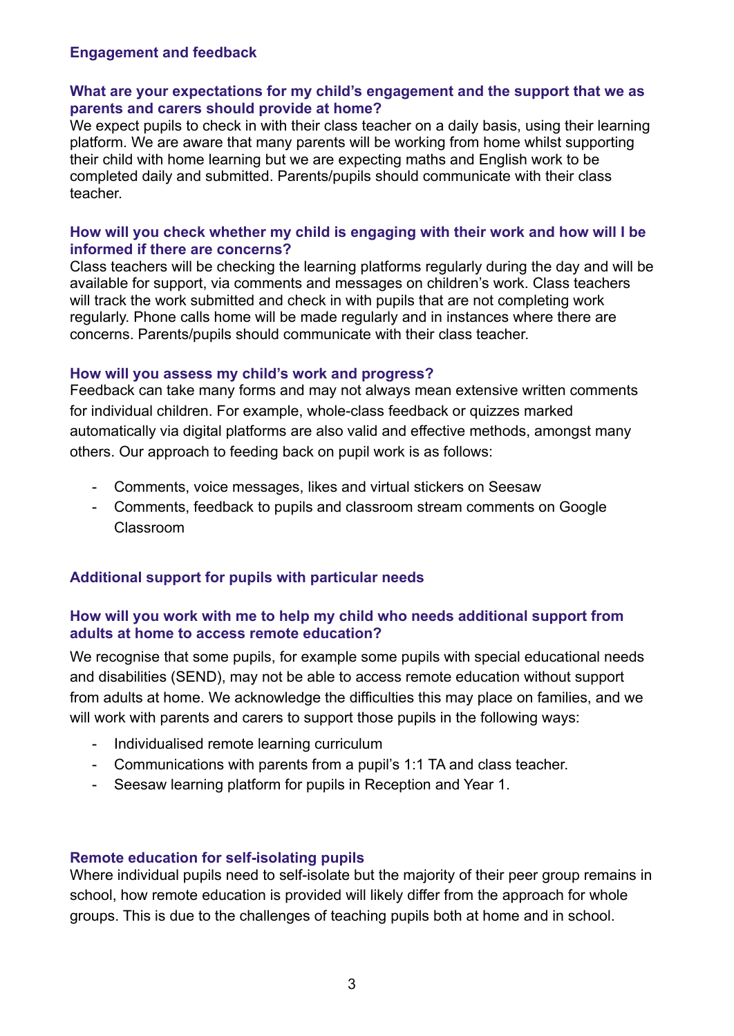## Engagement and feedback

### What are your expectations for my child's engagement and the support that we as parents and carers should provide at home?

We expect pupils to check in with their class teacher on a daily basis, using their learning platform. We are aware that many parents will be working from home whilst supporting their child with home learning but we are expecting maths and English work to be completed daily and submitted. Parents/pupils should communicate with their class teacher.

### How will you check whether my child is engaging with their work and how will I be informed if there are concerns?

Class teachers will be checking the learning platforms regularly during the day and will be available for support, via comments and messages on children's work. Class teachers will track the work submitted and check in with pupils that are not completing work regularly. Phone calls home will be made regularly and in instances where there are concerns. Parents/pupils should communicate with their class teacher.

### How will you assess my child's work and progress?

Feedback can take many forms and may not always mean extensive written comments for individual children. For example, whole-class feedback or quizzes marked automatically via digital platforms are also valid and effective methods, amongst many others. Our approach to feeding back on pupil work is as follows:

- Comments, voice messages, likes and virtual stickers on Seesaw
- Comments, feedback to pupils and classroom stream comments on Google Classroom

## Additional support for pupils with particular needs

### How will you work with me to help my child who needs additional support from adults at home to access remote education?

We recognise that some pupils, for example some pupils with special educational needs and disabilities (SEND), may not be able to access remote education without support from adults at home. We acknowledge the difficulties this may place on families, and we will work with parents and carers to support those pupils in the following ways:

- Individualised remote learning curriculum
- Communications with parents from a pupil's 1:1 TA and class teacher.
- Seesaw learning platform for pupils in Reception and Year 1.

## Remote education for self-isolating pupils

Where individual pupils need to self-isolate but the majority of their peer group remains in school, how remote education is provided will likely differ from the approach for whole groups. This is due to the challenges of teaching pupils both at home and in school.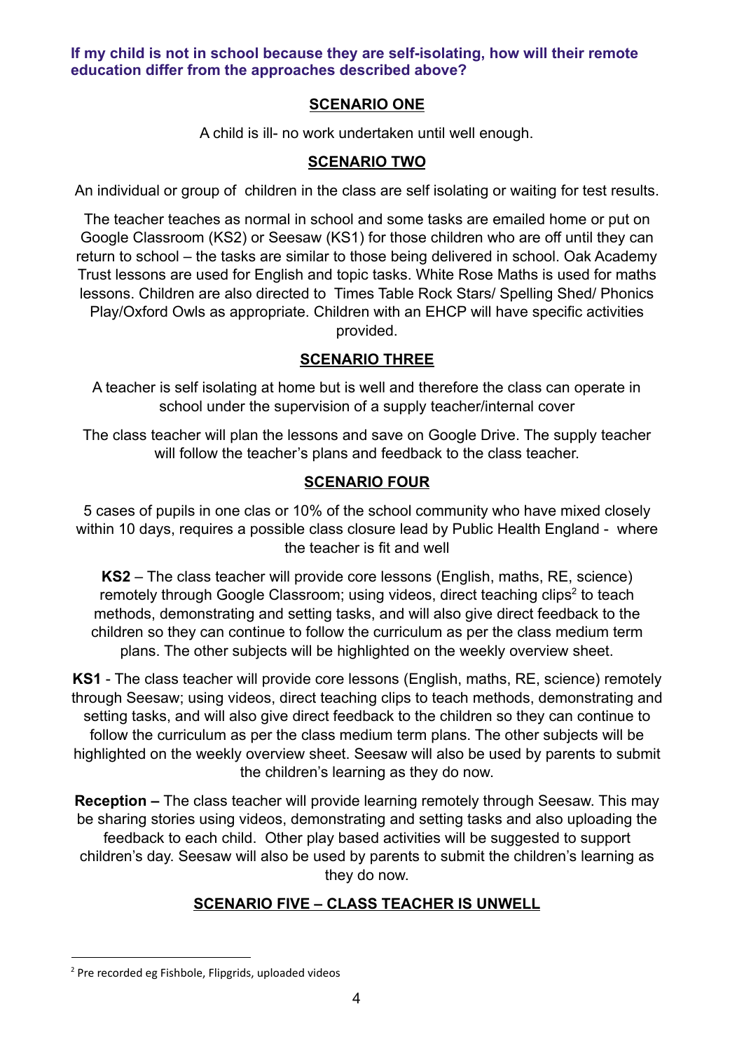**If my child is not in school because they are self-isolating, how will their remote education differ from the approaches described above?**

## SCENARIO ONE

A child is ill- no work undertaken until well enough.

## SCENARIO TWO

An individual or group of children in the class are self isolating or waiting for test results.

The teacher teaches as normal in school and some tasks are emailed home or put on Google Classroom (KS2) or Seesaw (KS1) for those children who are off until they can return to school – the tasks are similar to those being delivered in school. Oak Academy Trust lessons are used for English and topic tasks. White Rose Maths is used for maths lessons. Children are also directed to Times Table Rock Stars/ Spelling Shed/ Phonics Play/Oxford Owls as appropriate. Children with an EHCP will have specific activities provided.

## SCENARIO THREE

A teacher is self isolating at home but is well and therefore the class can operate in school under the supervision of a supply teacher/internal cover

The class teacher will plan the lessons and save on Google Drive. The supply teacher will follow the teacher's plans and feedback to the class teacher.

## SCENARIO FOUR

5 cases of pupils in one clas or 10% of the school community who have mixed closely within 10 days, requires a possible class closure lead by Public Health England - where the teacher is fit and well

**KS2** – The class teacher will provide core lessons (English, maths, RE, science) remotely through Google Classroom; using videos, direct teaching clips[2] to teach methods, demonstrating and setting tasks, and will also give direct feedback to the children so they can continue to follow the curriculum as per the class medium term plans. The other subjects will be highlighted on the weekly overview sheet.

**KS1** - The class teacher will provide core lessons (English, maths, RE, science) remotely through Seesaw; using videos, direct teaching clips to teach methods, demonstrating and setting tasks, and will also give direct feedback to the children so they can continue to follow the curriculum as per the class medium term plans. The other subjects will be highlighted on the weekly overview sheet. Seesaw will also be used by parents to submit the children's learning as they do now.

**Reception –** The class teacher will provide learning remotely through Seesaw. This may be sharing stories using videos, demonstrating and setting tasks and also uploading the feedback to each child. Other play based activities will be suggested to support children's day. Seesaw will also be used by parents to submit the children's learning as they do now.

## SCENARIO FIVE – CLASS TEACHER IS UNWELL

---

[2] Pre recorded eg Fishbole, Flipgrids, uploaded videos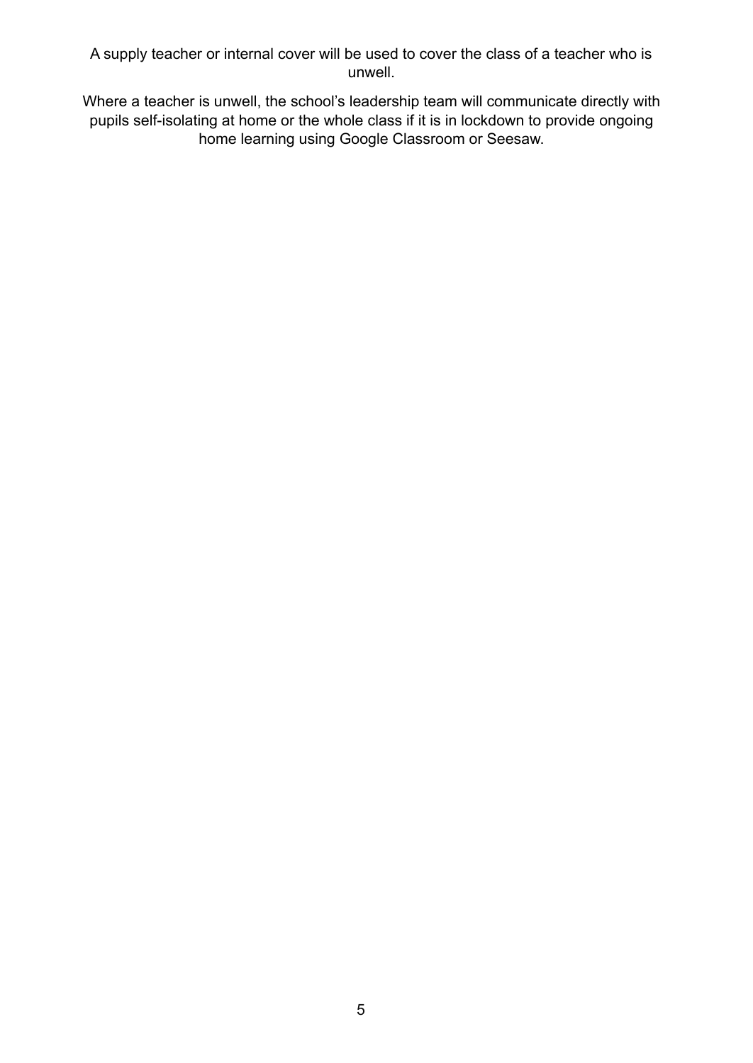A supply teacher or internal cover will be used to cover the class of a teacher who is unwell.

Where a teacher is unwell, the school's leadership team will communicate directly with pupils self-isolating at home or the whole class if it is in lockdown to provide ongoing home learning using Google Classroom or Seesaw.